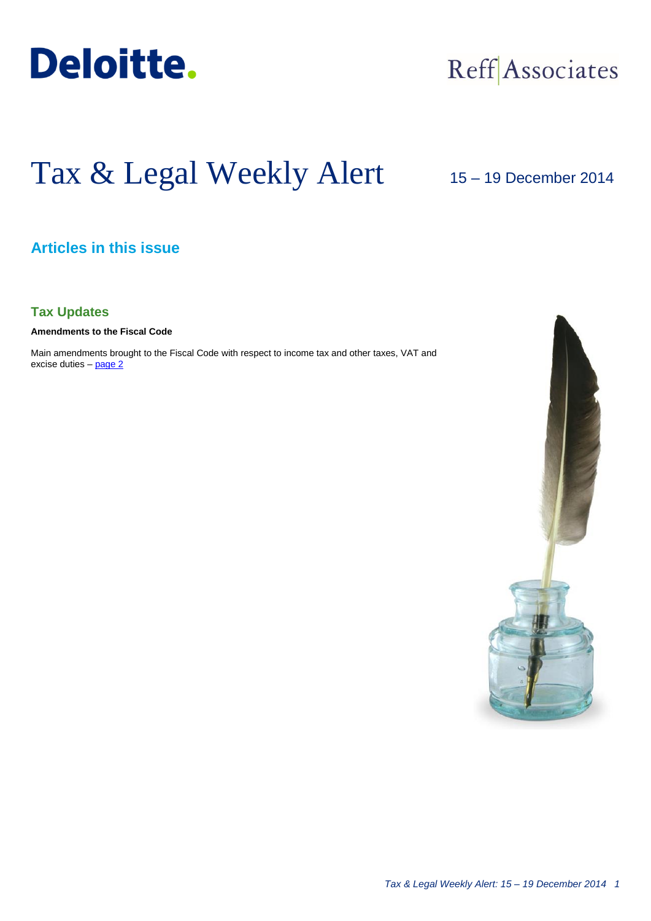Deloitte.

Reff Associates

# Tax & Legal Weekly Alert

15 – 19 December 2014

## Articles in this issue

### Tax Updates

**Amendments to the Fiscal Code**

Main amendments brought to the Fiscal Code with respect to income tax and other taxes, VAT and excise duties – page 2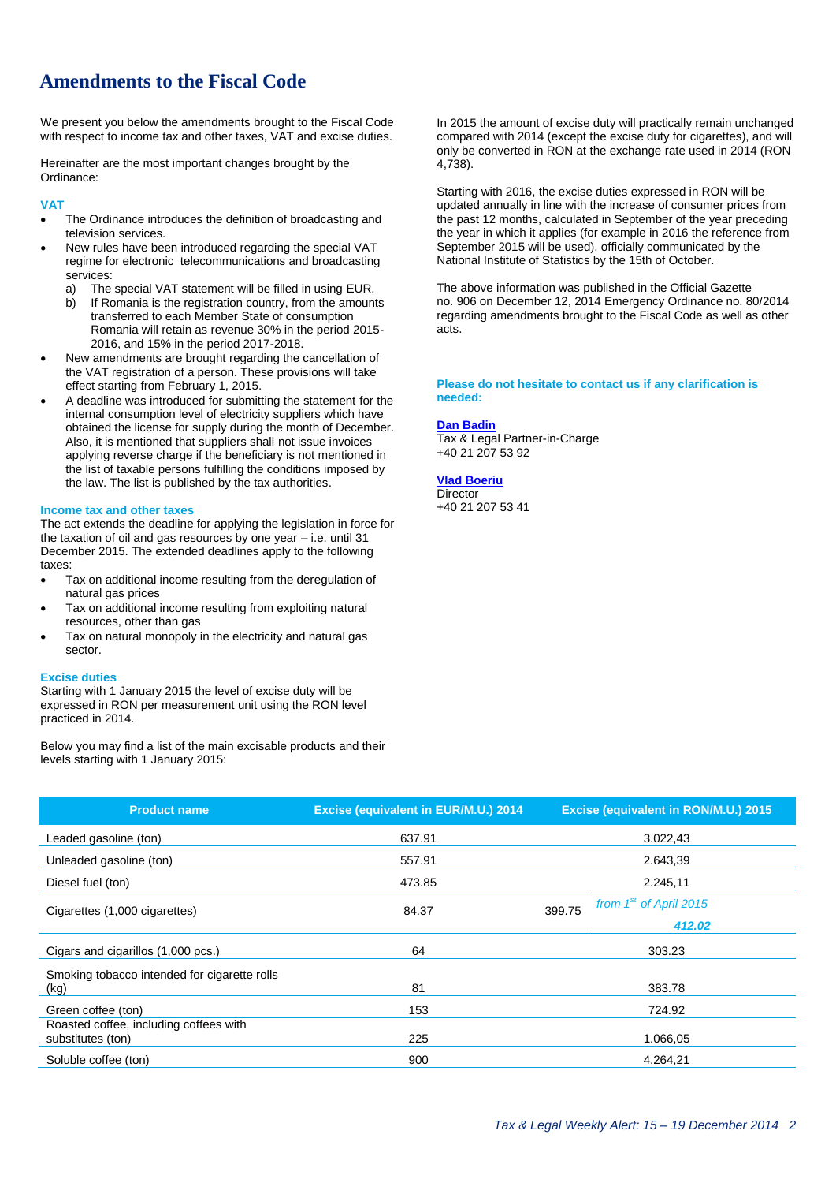# Amendments to the Fiscal Code

We present you below the amendments brought to the Fiscal Code with respect to income tax and other taxes, VAT and excise duties.

Hereinafter are the most important changes brought by the Ordinance:

### VAT

- The Ordinance introduces the definition of broadcasting and television services.
- New rules have been introduced regarding the special VAT regime for electronic telecommunications and broadcasting services:
  a) The special VAT statement will be filled in using EUR.
  b) If Romania is the registration country, from the amounts transferred to each Member State of consumption Romania will retain as revenue 30% in the period 2015-2016, and 15% in the period 2017-2018.
- New amendments are brought regarding the cancellation of the VAT registration of a person. These provisions will take effect starting from February 1, 2015.
- A deadline was introduced for submitting the statement for the internal consumption level of electricity suppliers which have obtained the license for supply during the month of December. Also, it is mentioned that suppliers shall not issue invoices applying reverse charge if the beneficiary is not mentioned in the list of taxable persons fulfilling the conditions imposed by the law. The list is published by the tax authorities.

### Income tax and other taxes

The act extends the deadline for applying the legislation in force for the taxation of oil and gas resources by one year – i.e. until 31 December 2015. The extended deadlines apply to the following taxes:

- Tax on additional income resulting from the deregulation of natural gas prices
- Tax on additional income resulting from exploiting natural resources, other than gas
- Tax on natural monopoly in the electricity and natural gas sector.

### Excise duties

Starting with 1 January 2015 the level of excise duty will be expressed in RON per measurement unit using the RON level practiced in 2014.

Below you may find a list of the main excisable products and their levels starting with 1 January 2015:

In 2015 the amount of excise duty will practically remain unchanged compared with 2014 (except the excise duty for cigarettes), and will only be converted in RON at the exchange rate used in 2014 (RON 4,738).

Starting with 2016, the excise duties expressed in RON will be updated annually in line with the increase of consumer prices from the past 12 months, calculated in September of the year preceding the year in which it applies (for example in 2016 the reference from September 2015 will be used), officially communicated by the National Institute of Statistics by the 15th of October.

The above information was published in the Official Gazette no. 906 on December 12, 2014 Emergency Ordinance no. 80/2014 regarding amendments brought to the Fiscal Code as well as other acts.

**Please do not hesitate to contact us if any clarification is needed:**

**Dan Badin**
Tax & Legal Partner-in-Charge
+40 21 207 53 92

**Vlad Boeriu**
Director
+40 21 207 53 41

| Product name | Excise (equivalent in EUR/M.U.) 2014 | Excise (equivalent in RON/M.U.) 2015 | |
|---|---|---|---|
| Leaded gasoline (ton) | 637.91 | 3.022,43 | |
| Unleaded gasoline (ton) | 557.91 | 2.643,39 | |
| Diesel fuel (ton) | 473.85 | 2.245,11 | |
| Cigarettes (1,000 cigarettes) | 84.37 | 399.75 | *from 1st of April 2015* ***412.02*** |
| Cigars and cigarillos (1,000 pcs.) | 64 | 303.23 | |
| Smoking tobacco intended for cigarette rolls (kg) | 81 | 383.78 | |
| Green coffee (ton) | 153 | 724.92 | |
| Roasted coffee, including coffees with substitutes (ton) | 225 | 1.066,05 | |
| Soluble coffee (ton) | 900 | 4.264,21 | |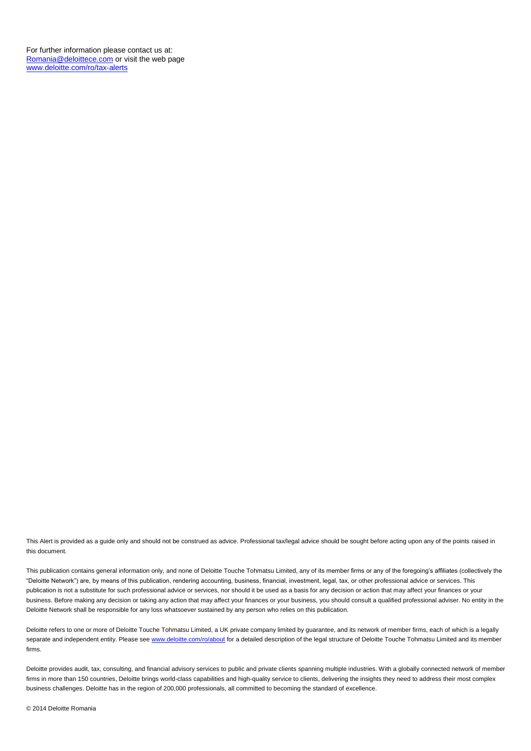For further information please contact us at:
[Romania@deloittece.com](mailto:Romania@deloittece.com) or visit the web page
[www.deloitte.com/ro/tax-alerts](http://www.deloitte.com/ro/tax-alerts)

This Alert is provided as a guide only and should not be construed as advice. Professional tax/legal advice should be sought before acting upon any of the points raised in this document.

This publication contains general information only, and none of Deloitte Touche Tohmatsu Limited, any of its member firms or any of the foregoing's affiliates (collectively the "Deloitte Network") are, by means of this publication, rendering accounting, business, financial, investment, legal, tax, or other professional advice or services. This publication is not a substitute for such professional advice or services, nor should it be used as a basis for any decision or action that may affect your finances or your business. Before making any decision or taking any action that may affect your finances or your business, you should consult a qualified professional adviser. No entity in the Deloitte Network shall be responsible for any loss whatsoever sustained by any person who relies on this publication.

Deloitte refers to one or more of Deloitte Touche Tohmatsu Limited, a UK private company limited by guarantee, and its network of member firms, each of which is a legally separate and independent entity. Please see [www.deloitte.com/ro/about](http://www.deloitte.com/ro/about) for a detailed description of the legal structure of Deloitte Touche Tohmatsu Limited and its member firms.

Deloitte provides audit, tax, consulting, and financial advisory services to public and private clients spanning multiple industries. With a globally connected network of member firms in more than 150 countries, Deloitte brings world-class capabilities and high-quality service to clients, delivering the insights they need to address their most complex business challenges. Deloitte has in the region of 200,000 professionals, all committed to becoming the standard of excellence.

© 2014 Deloitte Romania